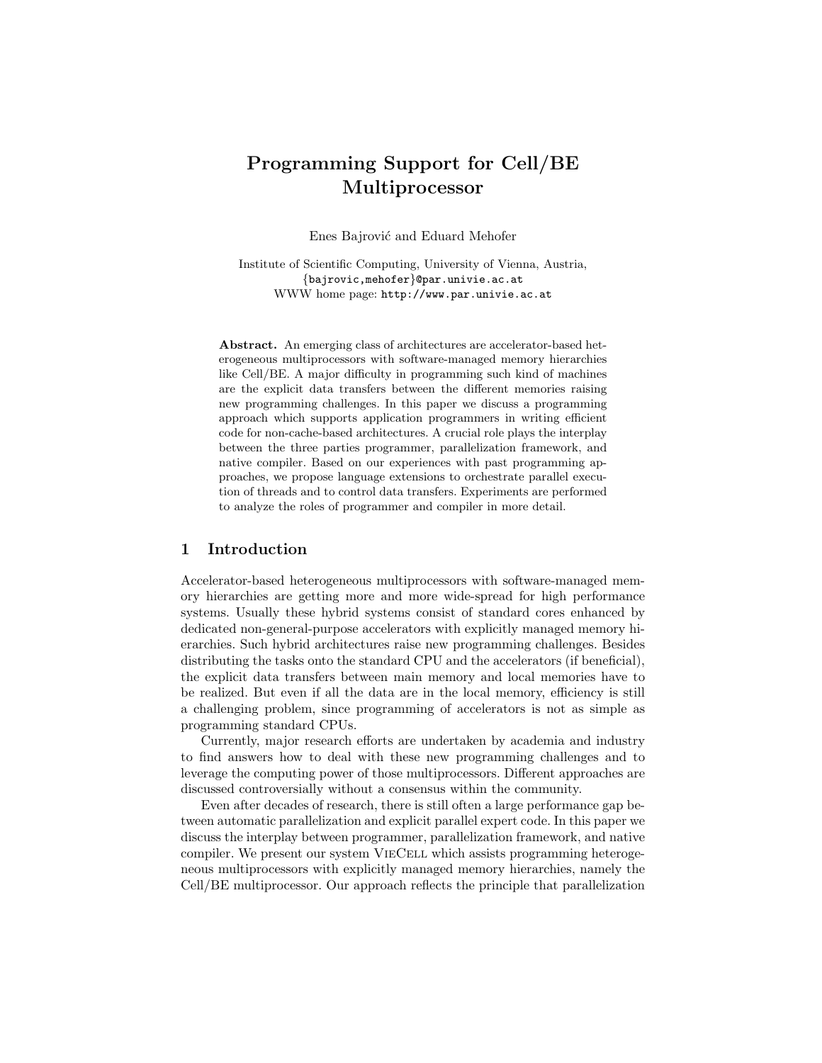# Programming Support for Cell/BE Multiprocessor

Enes Bajrović and Eduard Mehofer

Institute of Scientific Computing, University of Vienna, Austria,
{bajrovic,mehofer}@par.univie.ac.at
WWW home page: http://www.par.univie.ac.at

**Abstract.** An emerging class of architectures are accelerator-based heterogeneous multiprocessors with software-managed memory hierarchies like Cell/BE. A major difficulty in programming such kind of machines are the explicit data transfers between the different memories raising new programming challenges. In this paper we discuss a programming approach which supports application programmers in writing efficient code for non-cache-based architectures. A crucial role plays the interplay between the three parties programmer, parallelization framework, and native compiler. Based on our experiences with past programming approaches, we propose language extensions to orchestrate parallel execution of threads and to control data transfers. Experiments are performed to analyze the roles of programmer and compiler in more detail.

## 1 Introduction

Accelerator-based heterogeneous multiprocessors with software-managed memory hierarchies are getting more and more wide-spread for high performance systems. Usually these hybrid systems consist of standard cores enhanced by dedicated non-general-purpose accelerators with explicitly managed memory hierarchies. Such hybrid architectures raise new programming challenges. Besides distributing the tasks onto the standard CPU and the accelerators (if beneficial), the explicit data transfers between main memory and local memories have to be realized. But even if all the data are in the local memory, efficiency is still a challenging problem, since programming of accelerators is not as simple as programming standard CPUs.

Currently, major research efforts are undertaken by academia and industry to find answers how to deal with these new programming challenges and to leverage the computing power of those multiprocessors. Different approaches are discussed controversially without a consensus within the community.

Even after decades of research, there is still often a large performance gap between automatic parallelization and explicit parallel expert code. In this paper we discuss the interplay between programmer, parallelization framework, and native compiler. We present our system VieCell which assists programming heterogeneous multiprocessors with explicitly managed memory hierarchies, namely the Cell/BE multiprocessor. Our approach reflects the principle that parallelization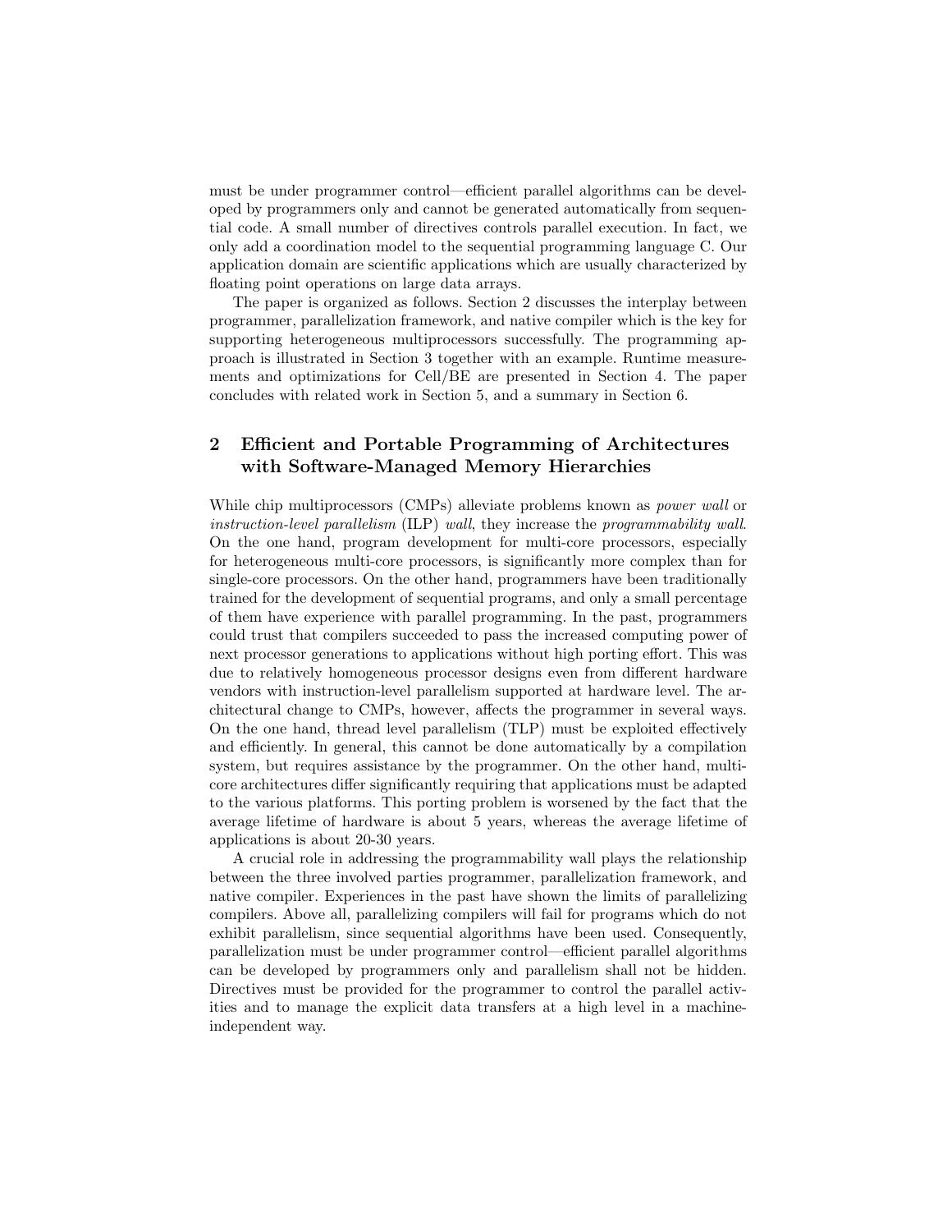must be under programmer control—efficient parallel algorithms can be developed by programmers only and cannot be generated automatically from sequential code. A small number of directives controls parallel execution. In fact, we only add a coordination model to the sequential programming language C. Our application domain are scientific applications which are usually characterized by floating point operations on large data arrays.

The paper is organized as follows. Section 2 discusses the interplay between programmer, parallelization framework, and native compiler which is the key for supporting heterogeneous multiprocessors successfully. The programming approach is illustrated in Section 3 together with an example. Runtime measurements and optimizations for Cell/BE are presented in Section 4. The paper concludes with related work in Section 5, and a summary in Section 6.

## 2 Efficient and Portable Programming of Architectures with Software-Managed Memory Hierarchies

While chip multiprocessors (CMPs) alleviate problems known as *power wall* or *instruction-level parallelism* (ILP) *wall*, they increase the *programmability wall*. On the one hand, program development for multi-core processors, especially for heterogeneous multi-core processors, is significantly more complex than for single-core processors. On the other hand, programmers have been traditionally trained for the development of sequential programs, and only a small percentage of them have experience with parallel programming. In the past, programmers could trust that compilers succeeded to pass the increased computing power of next processor generations to applications without high porting effort. This was due to relatively homogeneous processor designs even from different hardware vendors with instruction-level parallelism supported at hardware level. The architectural change to CMPs, however, affects the programmer in several ways. On the one hand, thread level parallelism (TLP) must be exploited effectively and efficiently. In general, this cannot be done automatically by a compilation system, but requires assistance by the programmer. On the other hand, multi-core architectures differ significantly requiring that applications must be adapted to the various platforms. This porting problem is worsened by the fact that the average lifetime of hardware is about 5 years, whereas the average lifetime of applications is about 20-30 years.

A crucial role in addressing the programmability wall plays the relationship between the three involved parties programmer, parallelization framework, and native compiler. Experiences in the past have shown the limits of parallelizing compilers. Above all, parallelizing compilers will fail for programs which do not exhibit parallelism, since sequential algorithms have been used. Consequently, parallelization must be under programmer control—efficient parallel algorithms can be developed by programmers only and parallelism shall not be hidden. Directives must be provided for the programmer to control the parallel activities and to manage the explicit data transfers at a high level in a machine-independent way.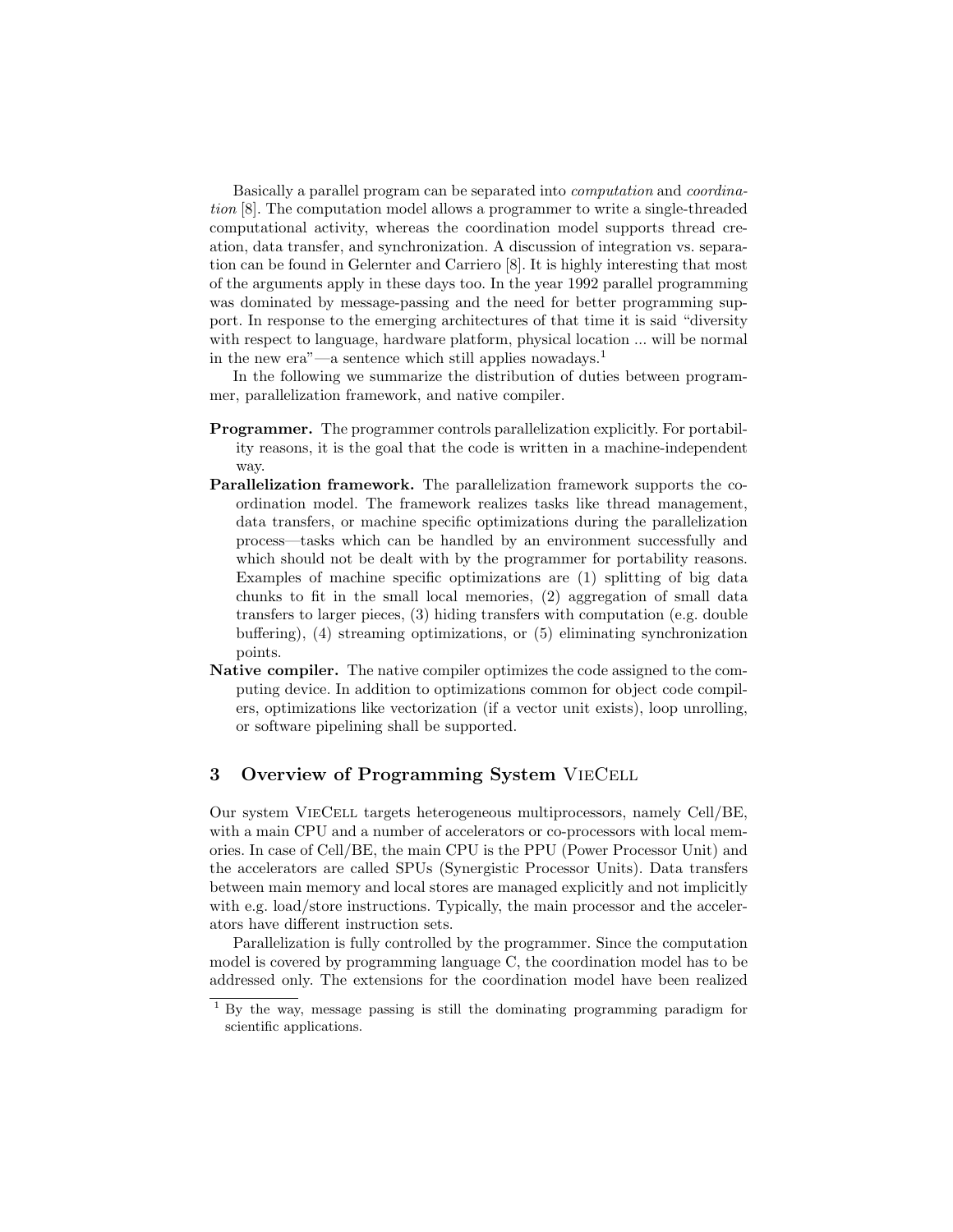Basically a parallel program can be separated into *computation* and *coordination* [8]. The computation model allows a programmer to write a single-threaded computational activity, whereas the coordination model supports thread creation, data transfer, and synchronization. A discussion of integration vs. separation can be found in Gelernter and Carriero [8]. It is highly interesting that most of the arguments apply in these days too. In the year 1992 parallel programming was dominated by message-passing and the need for better programming support. In response to the emerging architectures of that time it is said "diversity with respect to language, hardware platform, physical location ... will be normal in the new era"—a sentence which still applies nowadays.[1]

In the following we summarize the distribution of duties between programmer, parallelization framework, and native compiler.

**Programmer.** The programmer controls parallelization explicitly. For portability reasons, it is the goal that the code is written in a machine-independent way.

**Parallelization framework.** The parallelization framework supports the coordination model. The framework realizes tasks like thread management, data transfers, or machine specific optimizations during the parallelization process—tasks which can be handled by an environment successfully and which should not be dealt with by the programmer for portability reasons. Examples of machine specific optimizations are (1) splitting of big data chunks to fit in the small local memories, (2) aggregation of small data transfers to larger pieces, (3) hiding transfers with computation (e.g. double buffering), (4) streaming optimizations, or (5) eliminating synchronization points.

**Native compiler.** The native compiler optimizes the code assigned to the computing device. In addition to optimizations common for object code compilers, optimizations like vectorization (if a vector unit exists), loop unrolling, or software pipelining shall be supported.

## 3 Overview of Programming System VieCell

Our system VieCell targets heterogeneous multiprocessors, namely Cell/BE, with a main CPU and a number of accelerators or co-processors with local memories. In case of Cell/BE, the main CPU is the PPU (Power Processor Unit) and the accelerators are called SPUs (Synergistic Processor Units). Data transfers between main memory and local stores are managed explicitly and not implicitly with e.g. load/store instructions. Typically, the main processor and the accelerators have different instruction sets.

Parallelization is fully controlled by the programmer. Since the computation model is covered by programming language C, the coordination model has to be addressed only. The extensions for the coordination model have been realized

[1] By the way, message passing is still the dominating programming paradigm for scientific applications.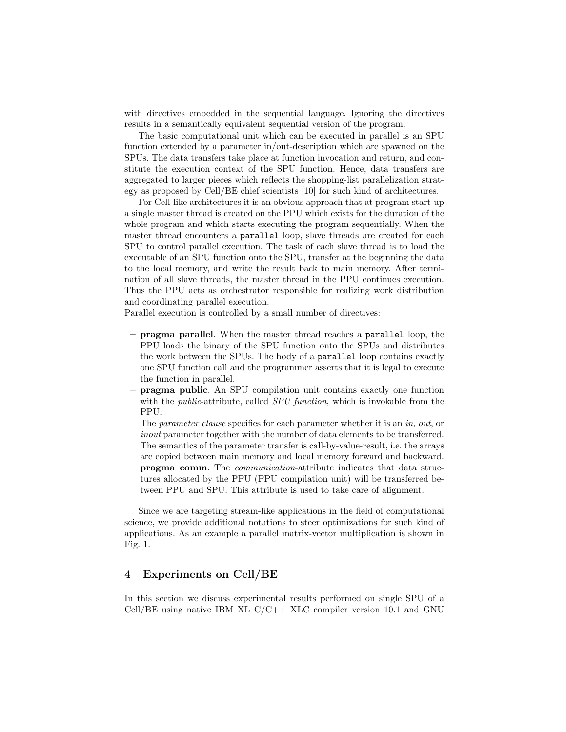with directives embedded in the sequential language. Ignoring the directives results in a semantically equivalent sequential version of the program.

The basic computational unit which can be executed in parallel is an SPU function extended by a parameter in/out-description which are spawned on the SPUs. The data transfers take place at function invocation and return, and constitute the execution context of the SPU function. Hence, data transfers are aggregated to larger pieces which reflects the shopping-list parallelization strategy as proposed by Cell/BE chief scientists [10] for such kind of architectures.

For Cell-like architectures it is an obvious approach that at program start-up a single master thread is created on the PPU which exists for the duration of the whole program and which starts executing the program sequentially. When the master thread encounters a `parallel` loop, slave threads are created for each SPU to control parallel execution. The task of each slave thread is to load the executable of an SPU function onto the SPU, transfer at the beginning the data to the local memory, and write the result back to main memory. After termination of all slave threads, the master thread in the PPU continues execution. Thus the PPU acts as orchestrator responsible for realizing work distribution and coordinating parallel execution.
Parallel execution is controlled by a small number of directives:

- **pragma parallel**. When the master thread reaches a `parallel` loop, the PPU loads the binary of the SPU function onto the SPUs and distributes the work between the SPUs. The body of a `parallel` loop contains exactly one SPU function call and the programmer asserts that it is legal to execute the function in parallel.
- **pragma public**. An SPU compilation unit contains exactly one function with the *public*-attribute, called *SPU function*, which is invokable from the PPU.
  The *parameter clause* specifies for each parameter whether it is an *in*, *out*, or *inout* parameter together with the number of data elements to be transferred. The semantics of the parameter transfer is call-by-value-result, i.e. the arrays are copied between main memory and local memory forward and backward.
- **pragma comm**. The *communication*-attribute indicates that data structures allocated by the PPU (PPU compilation unit) will be transferred between PPU and SPU. This attribute is used to take care of alignment.

Since we are targeting stream-like applications in the field of computational science, we provide additional notations to steer optimizations for such kind of applications. As an example a parallel matrix-vector multiplication is shown in Fig. 1.

## 4 Experiments on Cell/BE

In this section we discuss experimental results performed on single SPU of a Cell/BE using native IBM XL C/C++ XLC compiler version 10.1 and GNU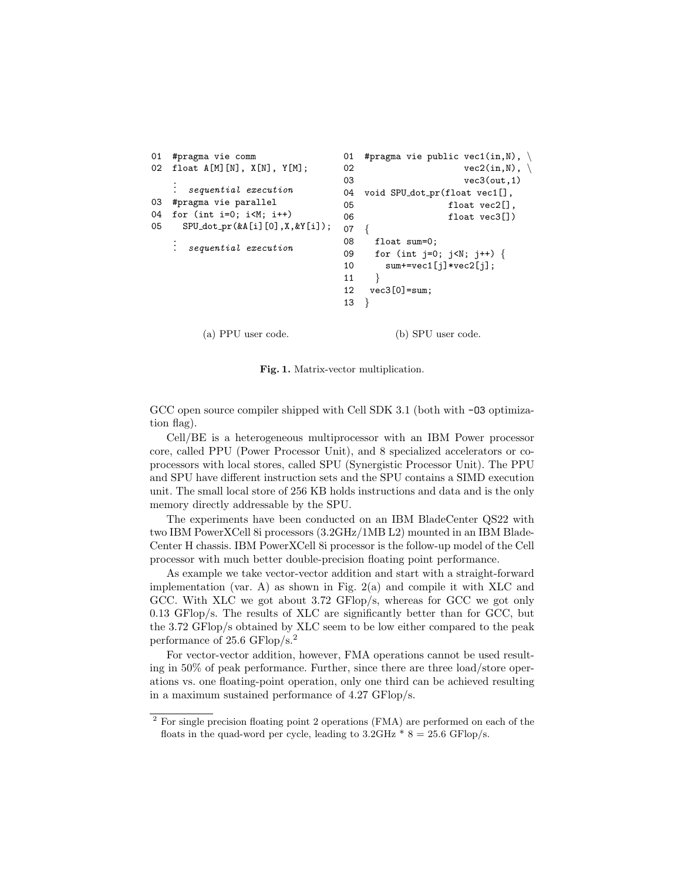```
01  #pragma vie comm
02  float A[M][N], X[N], Y[M];
    ⋮  sequential execution
03  #pragma vie parallel
04  for (int i=0; i<M; i++)
05    SPU_dot_pr(&A[i][0],X,&Y[i]);
    ⋮  sequential execution
```

(a) PPU user code.

```
01  #pragma vie public vec1(in,N), \
02                     vec2(in,N), \
03                     vec3(out,1)
04  void SPU_dot_pr(float vec1[],
05                  float vec2[],
06                  float vec3[])
07  {
08    float sum=0;
09    for (int j=0; j<N; j++) {
10      sum+=vec1[j]*vec2[j];
11    }
12   vec3[0]=sum;
13  }
```

(b) SPU user code.

**Fig. 1.** Matrix-vector multiplication.

GCC open source compiler shipped with Cell SDK 3.1 (both with `-O3` optimization flag).

Cell/BE is a heterogeneous multiprocessor with an IBM Power processor core, called PPU (Power Processor Unit), and 8 specialized accelerators or co-processors with local stores, called SPU (Synergistic Processor Unit). The PPU and SPU have different instruction sets and the SPU contains a SIMD execution unit. The small local store of 256 KB holds instructions and data and is the only memory directly addressable by the SPU.

The experiments have been conducted on an IBM BladeCenter QS22 with two IBM PowerXCell 8i processors (3.2GHz/1MB L2) mounted in an IBM BladeCenter H chassis. IBM PowerXCell 8i processor is the follow-up model of the Cell processor with much better double-precision floating point performance.

As example we take vector-vector addition and start with a straight-forward implementation (var. A) as shown in Fig. 2(a) and compile it with XLC and GCC. With XLC we got about 3.72 GFlop/s, whereas for GCC we got only 0.13 GFlop/s. The results of XLC are significantly better than for GCC, but the 3.72 GFlop/s obtained by XLC seem to be low either compared to the peak performance of 25.6 GFlop/s.[2]

For vector-vector addition, however, FMA operations cannot be used resulting in 50% of peak performance. Further, since there are three load/store operations vs. one floating-point operation, only one third can be achieved resulting in a maximum sustained performance of 4.27 GFlop/s.

[2] For single precision floating point 2 operations (FMA) are performed on each of the floats in the quad-word per cycle, leading to 3.2GHz * 8 = 25.6 GFlop/s.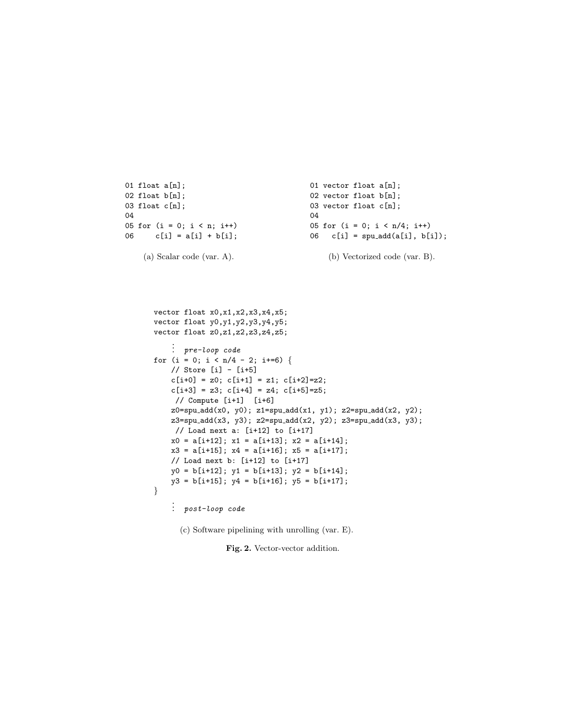```
01 float a[n];
02 float b[n];
03 float c[n];
04
05 for (i = 0; i < n; i++)
06     c[i] = a[i] + b[i];
```

(a) Scalar code (var. A).

```
01 vector float a[n];
02 vector float b[n];
03 vector float c[n];
04
05 for (i = 0; i < n/4; i++)
06   c[i] = spu_add(a[i], b[i]);
```

(b) Vectorized code (var. B).

```
vector float x0,x1,x2,x3,x4,x5;
vector float y0,y1,y2,y3,y4,y5;
vector float z0,z1,z2,z3,z4,z5;

    ⋮  pre-loop code
for (i = 0; i < n/4 - 2; i+=6) {
    // Store [i] - [i+5]
    c[i+0] = z0; c[i+1] = z1; c[i+2]=z2;
    c[i+3] = z3; c[i+4] = z4; c[i+5]=z5;
     // Compute [i+1]  [i+6]
    z0=spu_add(x0, y0); z1=spu_add(x1, y1); z2=spu_add(x2, y2);
    z3=spu_add(x3, y3); z2=spu_add(x2, y2); z3=spu_add(x3, y3);
     // Load next a: [i+12] to [i+17]
    x0 = a[i+12]; x1 = a[i+13]; x2 = a[i+14];
    x3 = a[i+15]; x4 = a[i+16]; x5 = a[i+17];
    // Load next b: [i+12] to [i+17]
    y0 = b[i+12]; y1 = b[i+13]; y2 = b[i+14];
    y3 = b[i+15]; y4 = b[i+16]; y5 = b[i+17];
}
    ⋮  post-loop code
```

(c) Software pipelining with unrolling (var. E).

**Fig. 2.** Vector-vector addition.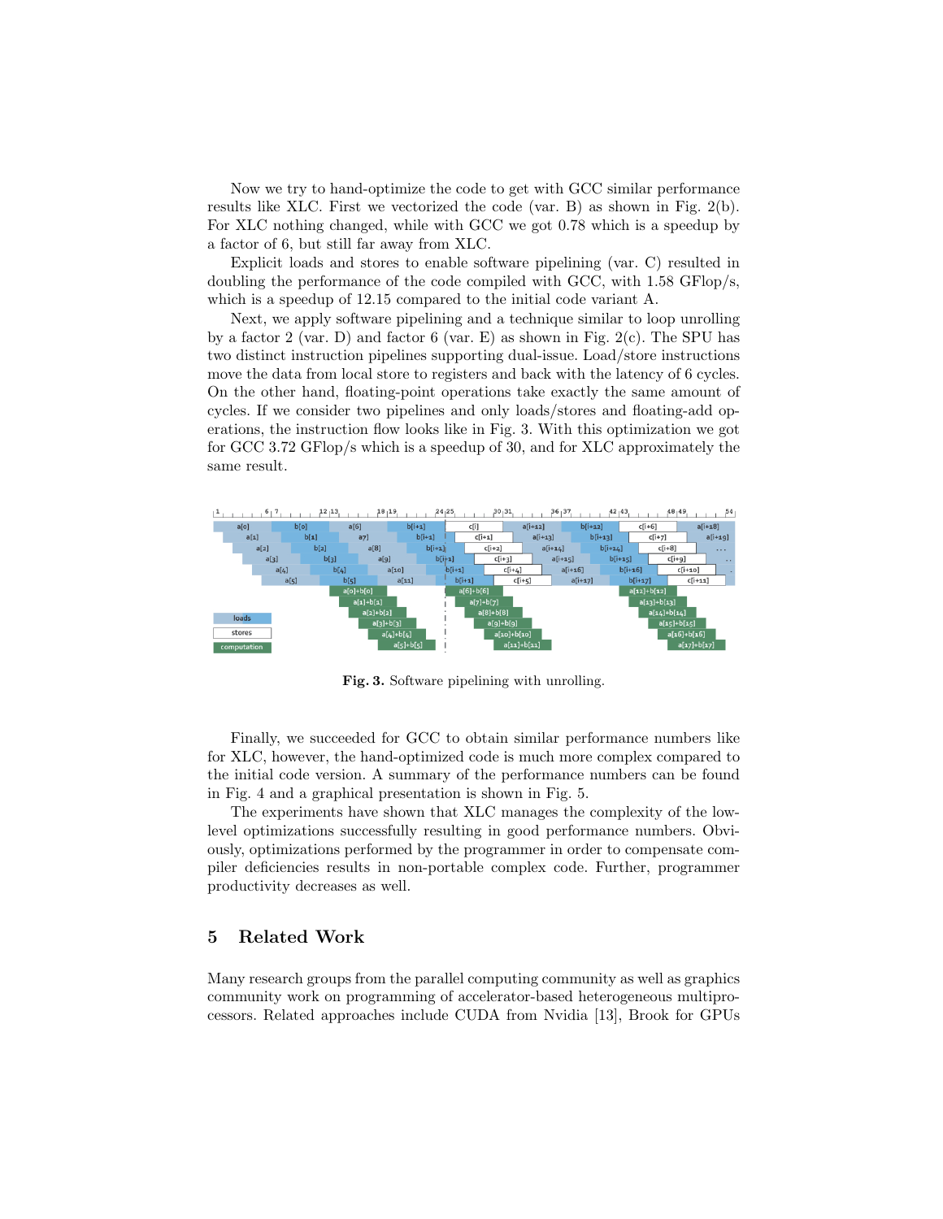Now we try to hand-optimize the code to get with GCC similar performance results like XLC. First we vectorized the code (var. B) as shown in Fig. 2(b). For XLC nothing changed, while with GCC we got 0.78 which is a speedup by a factor of 6, but still far away from XLC.

Explicit loads and stores to enable software pipelining (var. C) resulted in doubling the performance of the code compiled with GCC, with 1.58 GFlop/s, which is a speedup of 12.15 compared to the initial code variant A.

Next, we apply software pipelining and a technique similar to loop unrolling by a factor 2 (var. D) and factor 6 (var. E) as shown in Fig. 2(c). The SPU has two distinct instruction pipelines supporting dual-issue. Load/store instructions move the data from local store to registers and back with the latency of 6 cycles. On the other hand, floating-point operations take exactly the same amount of cycles. If we consider two pipelines and only loads/stores and floating-add operations, the instruction flow looks like in Fig. 3. With this optimization we got for GCC 3.72 GFlop/s which is a speedup of 30, and for XLC approximately the same result.

**Fig. 3.** Software pipelining with unrolling.

Finally, we succeeded for GCC to obtain similar performance numbers like for XLC, however, the hand-optimized code is much more complex compared to the initial code version. A summary of the performance numbers can be found in Fig. 4 and a graphical presentation is shown in Fig. 5.

The experiments have shown that XLC manages the complexity of the low-level optimizations successfully resulting in good performance numbers. Obviously, optimizations performed by the programmer in order to compensate compiler deficiencies results in non-portable complex code. Further, programmer productivity decreases as well.

## 5 Related Work

Many research groups from the parallel computing community as well as graphics community work on programming of accelerator-based heterogeneous multiprocessors. Related approaches include CUDA from Nvidia [13], Brook for GPUs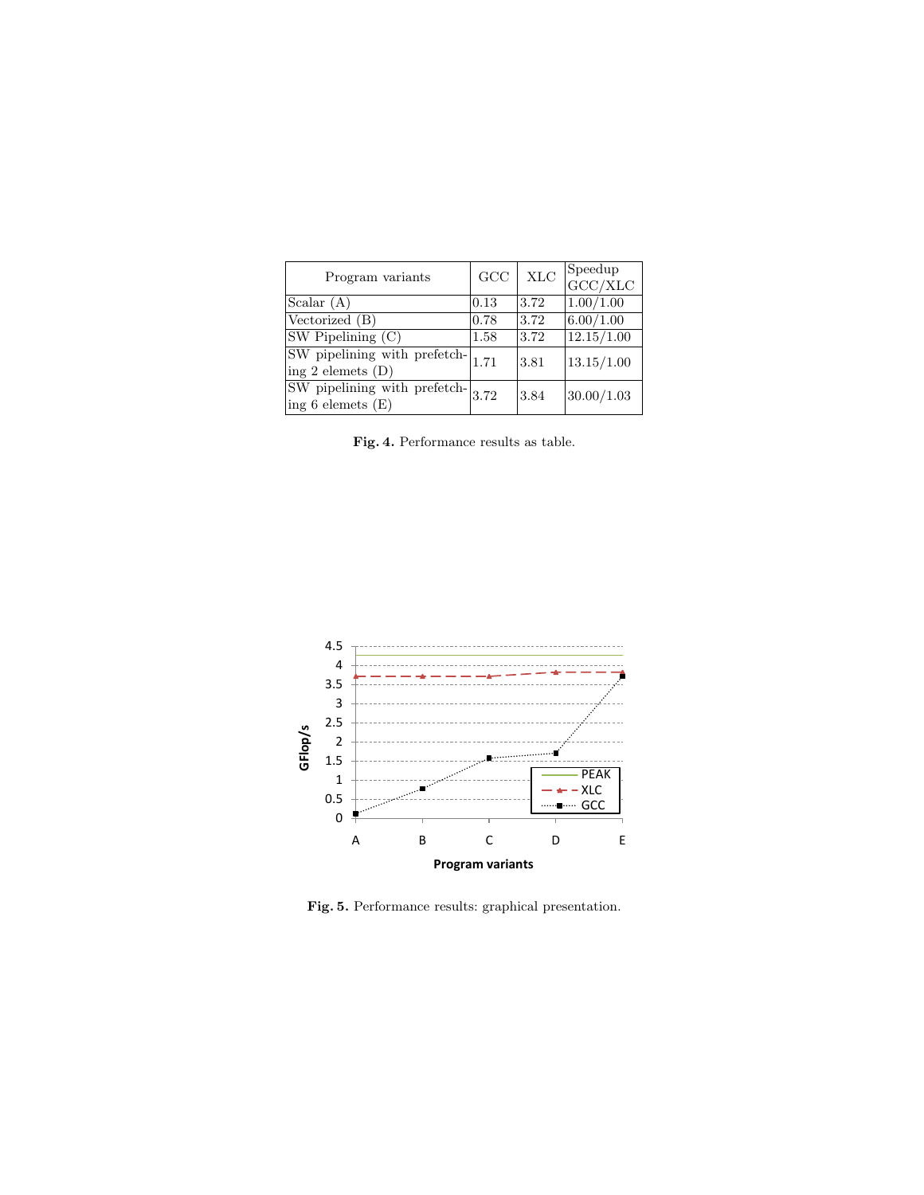| Program variants | GCC | XLC | Speedup GCC/XLC |
|---|---|---|---|
| Scalar (A) | 0.13 | 3.72 | 1.00/1.00 |
| Vectorized (B) | 0.78 | 3.72 | 6.00/1.00 |
| SW Pipelining (C) | 1.58 | 3.72 | 12.15/1.00 |
| SW pipelining with prefetching 2 elemets (D) | 1.71 | 3.81 | 13.15/1.00 |
| SW pipelining with prefetching 6 elemets (E) | 3.72 | 3.84 | 30.00/1.03 |

**Fig. 4.** Performance results as table.

**Fig. 5.** Performance results: graphical presentation.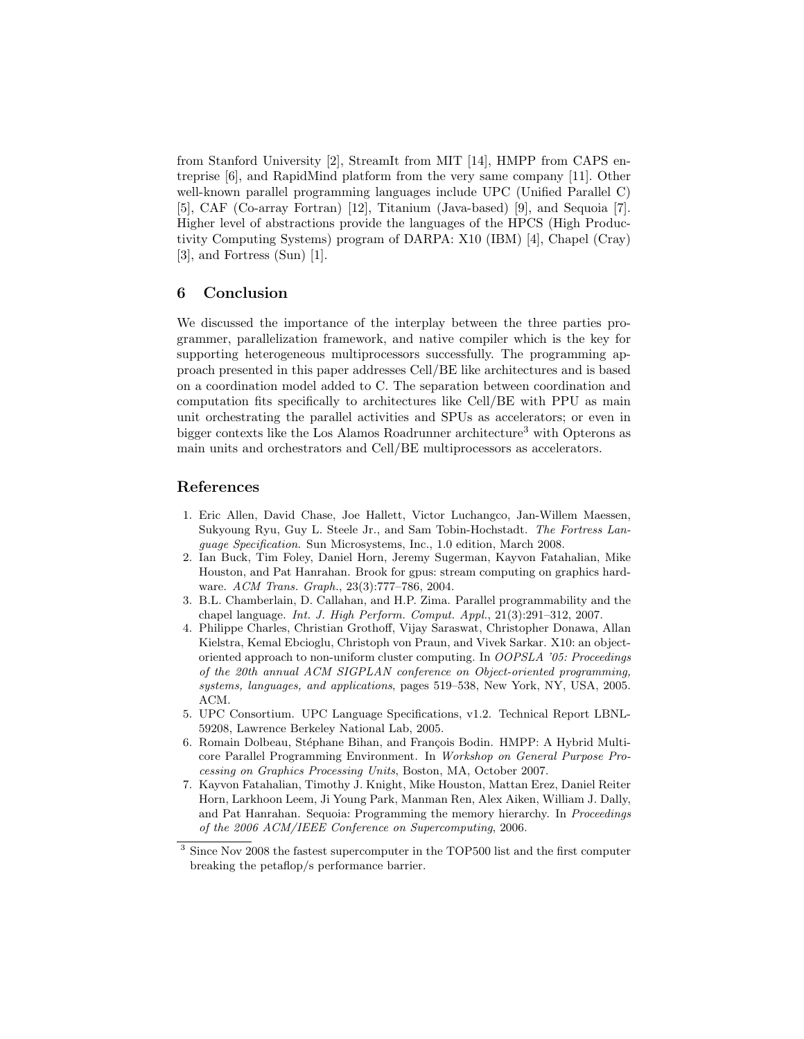from Stanford University [2], StreamIt from MIT [14], HMPP from CAPS entreprise [6], and RapidMind platform from the very same company [11]. Other well-known parallel programming languages include UPC (Unified Parallel C) [5], CAF (Co-array Fortran) [12], Titanium (Java-based) [9], and Sequoia [7]. Higher level of abstractions provide the languages of the HPCS (High Productivity Computing Systems) program of DARPA: X10 (IBM) [4], Chapel (Cray) [3], and Fortress (Sun) [1].

## 6 Conclusion

We discussed the importance of the interplay between the three parties programmer, parallelization framework, and native compiler which is the key for supporting heterogeneous multiprocessors successfully. The programming approach presented in this paper addresses Cell/BE like architectures and is based on a coordination model added to C. The separation between coordination and computation fits specifically to architectures like Cell/BE with PPU as main unit orchestrating the parallel activities and SPUs as accelerators; or even in bigger contexts like the Los Alamos Roadrunner architecture[3] with Opterons as main units and orchestrators and Cell/BE multiprocessors as accelerators.

## References

1. Eric Allen, David Chase, Joe Hallett, Victor Luchangco, Jan-Willem Maessen, Sukyoung Ryu, Guy L. Steele Jr., and Sam Tobin-Hochstadt. *The Fortress Language Specification*. Sun Microsystems, Inc., 1.0 edition, March 2008.
2. Ian Buck, Tim Foley, Daniel Horn, Jeremy Sugerman, Kayvon Fatahalian, Mike Houston, and Pat Hanrahan. Brook for gpus: stream computing on graphics hardware. *ACM Trans. Graph.*, 23(3):777–786, 2004.
3. B.L. Chamberlain, D. Callahan, and H.P. Zima. Parallel programmability and the chapel language. *Int. J. High Perform. Comput. Appl.*, 21(3):291–312, 2007.
4. Philippe Charles, Christian Grothoff, Vijay Saraswat, Christopher Donawa, Allan Kielstra, Kemal Ebcioglu, Christoph von Praun, and Vivek Sarkar. X10: an object-oriented approach to non-uniform cluster computing. In *OOPSLA '05: Proceedings of the 20th annual ACM SIGPLAN conference on Object-oriented programming, systems, languages, and applications*, pages 519–538, New York, NY, USA, 2005. ACM.
5. UPC Consortium. UPC Language Specifications, v1.2. Technical Report LBNL-59208, Lawrence Berkeley National Lab, 2005.
6. Romain Dolbeau, Stéphane Bihan, and François Bodin. HMPP: A Hybrid Multi-core Parallel Programming Environment. In *Workshop on General Purpose Processing on Graphics Processing Units*, Boston, MA, October 2007.
7. Kayvon Fatahalian, Timothy J. Knight, Mike Houston, Mattan Erez, Daniel Reiter Horn, Larkhoon Leem, Ji Young Park, Manman Ren, Alex Aiken, William J. Dally, and Pat Hanrahan. Sequoia: Programming the memory hierarchy. In *Proceedings of the 2006 ACM/IEEE Conference on Supercomputing*, 2006.

[3] Since Nov 2008 the fastest supercomputer in the TOP500 list and the first computer breaking the petaflop/s performance barrier.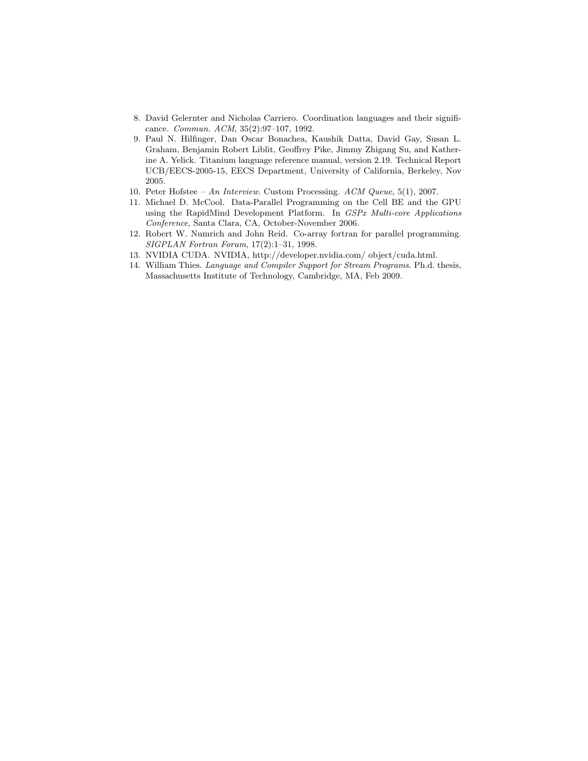8. David Gelernter and Nicholas Carriero. Coordination languages and their significance. *Commun. ACM*, 35(2):97–107, 1992.
9. Paul N. Hilfinger, Dan Oscar Bonachea, Kaushik Datta, David Gay, Susan L. Graham, Benjamin Robert Liblit, Geoffrey Pike, Jimmy Zhigang Su, and Katherine A. Yelick. Titanium language reference manual, version 2.19. Technical Report UCB/EECS-2005-15, EECS Department, University of California, Berkeley, Nov 2005.
10. Peter Hofstee – *An Interview*. Custom Processing. *ACM Queue*, 5(1), 2007.
11. Michael D. McCool. Data-Parallel Programming on the Cell BE and the GPU using the RapidMind Development Platform. In *GSPx Multi-core Applications Conference*, Santa Clara, CA, October-November 2006.
12. Robert W. Numrich and John Reid. Co-array fortran for parallel programming. *SIGPLAN Fortran Forum*, 17(2):1–31, 1998.
13. NVIDIA CUDA. NVIDIA, http://developer.nvidia.com/ object/cuda.html.
14. William Thies. *Language and Compiler Support for Stream Programs*. Ph.d. thesis, Massachusetts Institute of Technology, Cambridge, MA, Feb 2009.